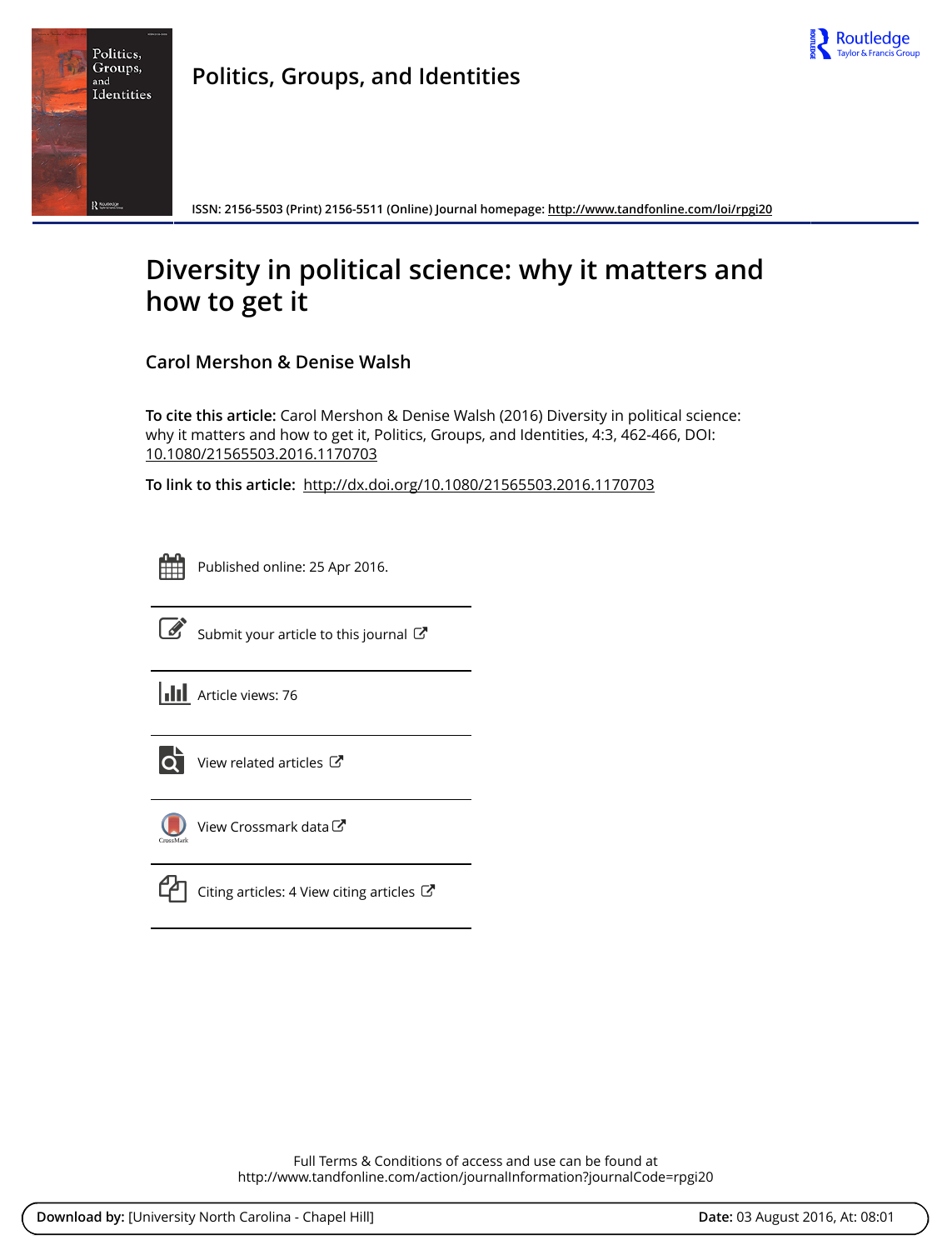# Politics, Groups, and Identities

ISSN: 2156-5503 (Print) 2156-5511 (Online) Journal homepage: http://www.tandfonline.com/loi/rpgi20

## Diversity in political science: why it matters and how to get it

**Carol Mershon & Denise Walsh**

**To cite this article:** Carol Mershon & Denise Walsh (2016) Diversity in political science: why it matters and how to get it, Politics, Groups, and Identities, 4:3, 462-466, DOI: 10.1080/21565503.2016.1170703

**To link to this article:** http://dx.doi.org/10.1080/21565503.2016.1170703

Published online: 25 Apr 2016.

Submit your article to this journal

Article views: 76

View related articles

View Crossmark data

Citing articles: 4 View citing articles

Full Terms & Conditions of access and use can be found at http://www.tandfonline.com/action/journalInformation?journalCode=rpgi20

**Download by:** [University North Carolina - Chapel Hill] **Date:** 03 August 2016, At: 08:01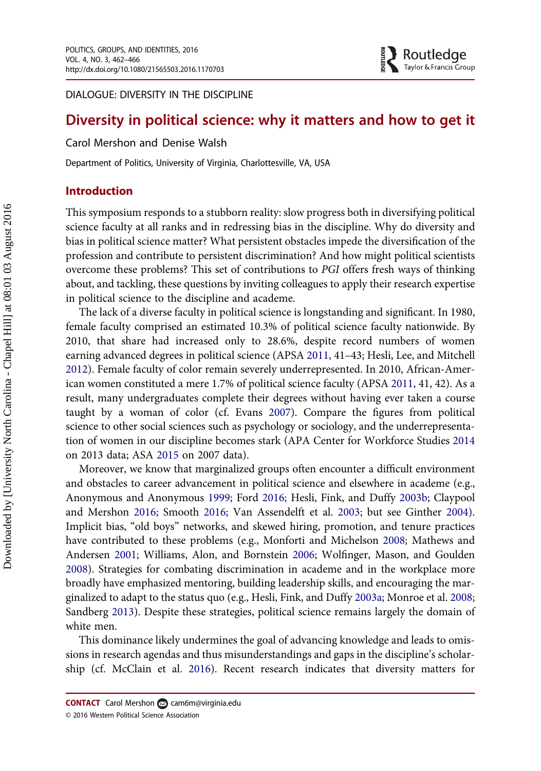DIALOGUE: DIVERSITY IN THE DISCIPLINE

# Diversity in political science: why it matters and how to get it

Carol Mershon and Denise Walsh

Department of Politics, University of Virginia, Charlottesville, VA, USA

## Introduction

This symposium responds to a stubborn reality: slow progress both in diversifying political science faculty at all ranks and in redressing bias in the discipline. Why do diversity and bias in political science matter? What persistent obstacles impede the diversification of the profession and contribute to persistent discrimination? And how might political scientists overcome these problems? This set of contributions to *PGI* offers fresh ways of thinking about, and tackling, these questions by inviting colleagues to apply their research expertise in political science to the discipline and academe.

The lack of a diverse faculty in political science is longstanding and significant. In 1980, female faculty comprised an estimated 10.3% of political science faculty nationwide. By 2010, that share had increased only to 28.6%, despite record numbers of women earning advanced degrees in political science (APSA 2011, 41–43; Hesli, Lee, and Mitchell 2012). Female faculty of color remain severely underrepresented. In 2010, African-American women constituted a mere 1.7% of political science faculty (APSA 2011, 41, 42). As a result, many undergraduates complete their degrees without having ever taken a course taught by a woman of color (cf. Evans 2007). Compare the figures from political science to other social sciences such as psychology or sociology, and the underrepresentation of women in our discipline becomes stark (APA Center for Workforce Studies 2014 on 2013 data; ASA 2015 on 2007 data).

Moreover, we know that marginalized groups often encounter a difficult environment and obstacles to career advancement in political science and elsewhere in academe (e.g., Anonymous and Anonymous 1999; Ford 2016; Hesli, Fink, and Duffy 2003b; Claypool and Mershon 2016; Smooth 2016; Van Assendelft et al. 2003; but see Ginther 2004). Implicit bias, "old boys" networks, and skewed hiring, promotion, and tenure practices have contributed to these problems (e.g., Monforti and Michelson 2008; Mathews and Andersen 2001; Williams, Alon, and Bornstein 2006; Wolfinger, Mason, and Goulden 2008). Strategies for combating discrimination in academe and in the workplace more broadly have emphasized mentoring, building leadership skills, and encouraging the marginalized to adapt to the status quo (e.g., Hesli, Fink, and Duffy 2003a; Monroe et al. 2008; Sandberg 2013). Despite these strategies, political science remains largely the domain of white men.

This dominance likely undermines the goal of advancing knowledge and leads to omissions in research agendas and thus misunderstandings and gaps in the discipline's scholarship (cf. McClain et al. 2016). Recent research indicates that diversity matters for

**CONTACT** Carol Mershon cam6m@virginia.edu

© 2016 Western Political Science Association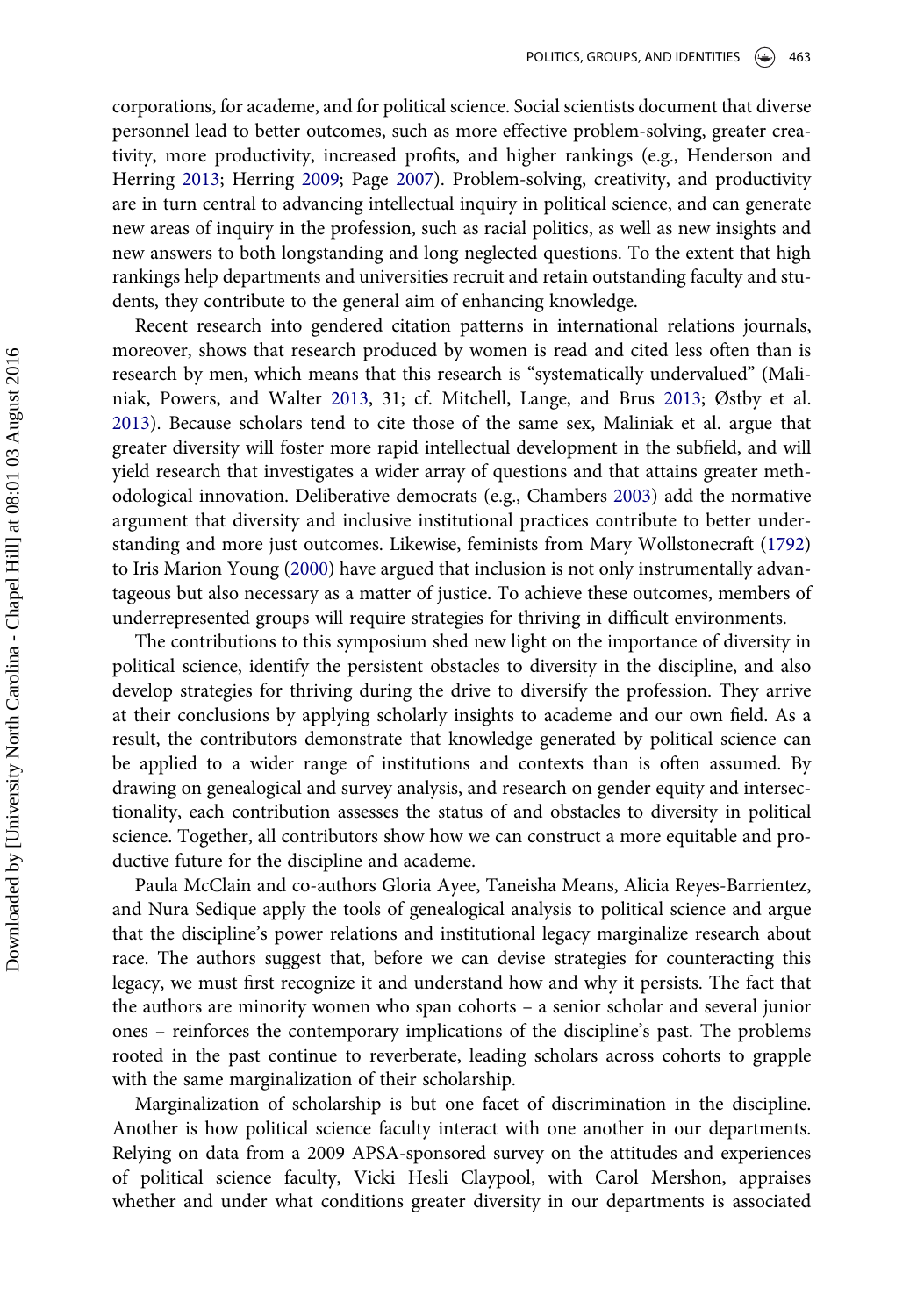corporations, for academe, and for political science. Social scientists document that diverse personnel lead to better outcomes, such as more effective problem-solving, greater creativity, more productivity, increased profits, and higher rankings (e.g., Henderson and Herring 2013; Herring 2009; Page 2007). Problem-solving, creativity, and productivity are in turn central to advancing intellectual inquiry in political science, and can generate new areas of inquiry in the profession, such as racial politics, as well as new insights and new answers to both longstanding and long neglected questions. To the extent that high rankings help departments and universities recruit and retain outstanding faculty and students, they contribute to the general aim of enhancing knowledge.

Recent research into gendered citation patterns in international relations journals, moreover, shows that research produced by women is read and cited less often than is research by men, which means that this research is "systematically undervalued" (Maliniak, Powers, and Walter 2013, 31; cf. Mitchell, Lange, and Brus 2013; Østby et al. 2013). Because scholars tend to cite those of the same sex, Maliniak et al. argue that greater diversity will foster more rapid intellectual development in the subfield, and will yield research that investigates a wider array of questions and that attains greater methodological innovation. Deliberative democrats (e.g., Chambers 2003) add the normative argument that diversity and inclusive institutional practices contribute to better understanding and more just outcomes. Likewise, feminists from Mary Wollstonecraft (1792) to Iris Marion Young (2000) have argued that inclusion is not only instrumentally advantageous but also necessary as a matter of justice. To achieve these outcomes, members of underrepresented groups will require strategies for thriving in difficult environments.

The contributions to this symposium shed new light on the importance of diversity in political science, identify the persistent obstacles to diversity in the discipline, and also develop strategies for thriving during the drive to diversify the profession. They arrive at their conclusions by applying scholarly insights to academe and our own field. As a result, the contributors demonstrate that knowledge generated by political science can be applied to a wider range of institutions and contexts than is often assumed. By drawing on genealogical and survey analysis, and research on gender equity and intersectionality, each contribution assesses the status of and obstacles to diversity in political science. Together, all contributors show how we can construct a more equitable and productive future for the discipline and academe.

Paula McClain and co-authors Gloria Ayee, Taneisha Means, Alicia Reyes-Barrientez, and Nura Sedique apply the tools of genealogical analysis to political science and argue that the discipline's power relations and institutional legacy marginalize research about race. The authors suggest that, before we can devise strategies for counteracting this legacy, we must first recognize it and understand how and why it persists. The fact that the authors are minority women who span cohorts – a senior scholar and several junior ones – reinforces the contemporary implications of the discipline's past. The problems rooted in the past continue to reverberate, leading scholars across cohorts to grapple with the same marginalization of their scholarship.

Marginalization of scholarship is but one facet of discrimination in the discipline. Another is how political science faculty interact with one another in our departments. Relying on data from a 2009 APSA-sponsored survey on the attitudes and experiences of political science faculty, Vicki Hesli Claypool, with Carol Mershon, appraises whether and under what conditions greater diversity in our departments is associated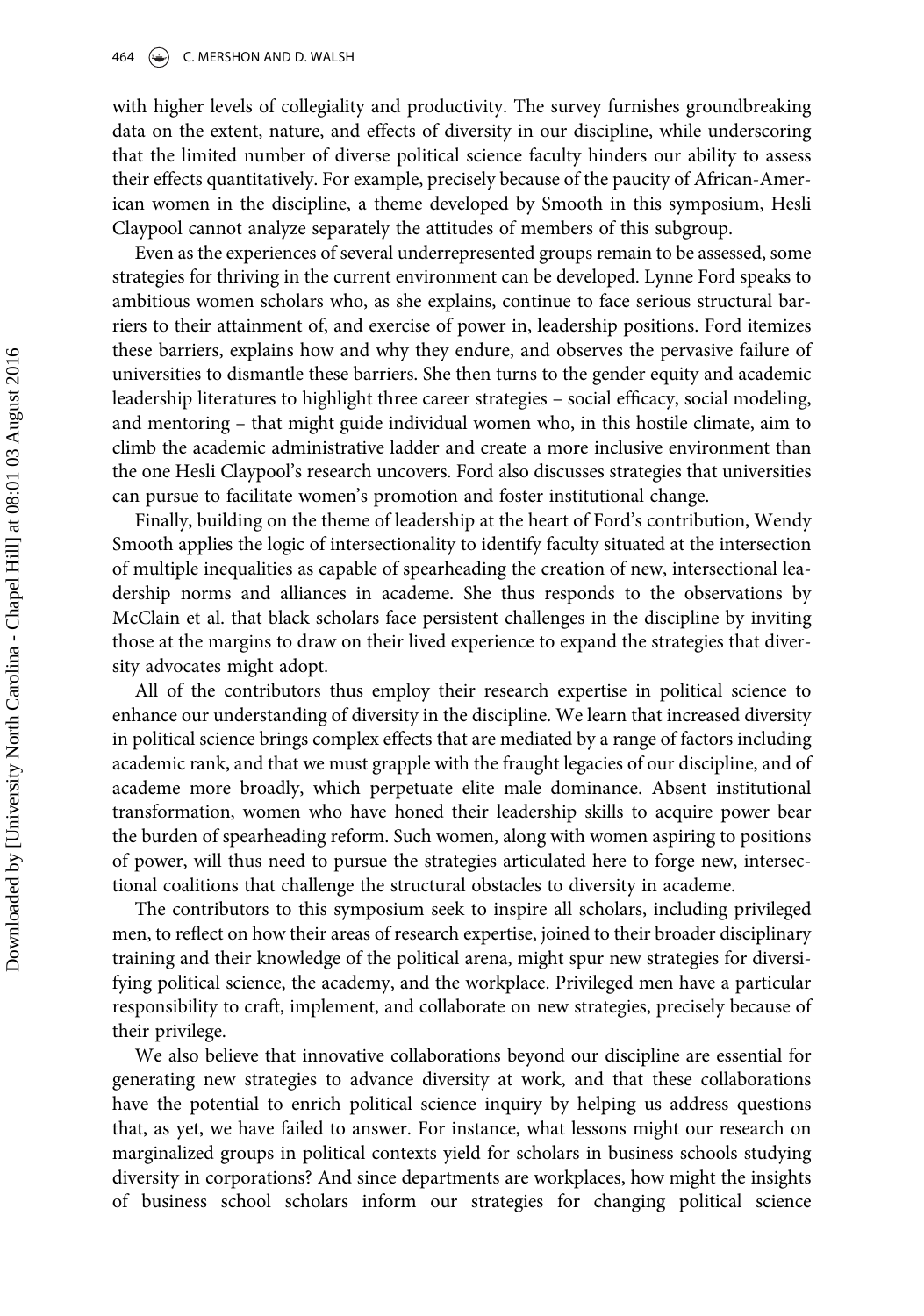with higher levels of collegiality and productivity. The survey furnishes groundbreaking data on the extent, nature, and effects of diversity in our discipline, while underscoring that the limited number of diverse political science faculty hinders our ability to assess their effects quantitatively. For example, precisely because of the paucity of African-American women in the discipline, a theme developed by Smooth in this symposium, Hesli Claypool cannot analyze separately the attitudes of members of this subgroup.

Even as the experiences of several underrepresented groups remain to be assessed, some strategies for thriving in the current environment can be developed. Lynne Ford speaks to ambitious women scholars who, as she explains, continue to face serious structural barriers to their attainment of, and exercise of power in, leadership positions. Ford itemizes these barriers, explains how and why they endure, and observes the pervasive failure of universities to dismantle these barriers. She then turns to the gender equity and academic leadership literatures to highlight three career strategies – social efficacy, social modeling, and mentoring – that might guide individual women who, in this hostile climate, aim to climb the academic administrative ladder and create a more inclusive environment than the one Hesli Claypool's research uncovers. Ford also discusses strategies that universities can pursue to facilitate women's promotion and foster institutional change.

Finally, building on the theme of leadership at the heart of Ford's contribution, Wendy Smooth applies the logic of intersectionality to identify faculty situated at the intersection of multiple inequalities as capable of spearheading the creation of new, intersectional leadership norms and alliances in academe. She thus responds to the observations by McClain et al. that black scholars face persistent challenges in the discipline by inviting those at the margins to draw on their lived experience to expand the strategies that diversity advocates might adopt.

All of the contributors thus employ their research expertise in political science to enhance our understanding of diversity in the discipline. We learn that increased diversity in political science brings complex effects that are mediated by a range of factors including academic rank, and that we must grapple with the fraught legacies of our discipline, and of academe more broadly, which perpetuate elite male dominance. Absent institutional transformation, women who have honed their leadership skills to acquire power bear the burden of spearheading reform. Such women, along with women aspiring to positions of power, will thus need to pursue the strategies articulated here to forge new, intersectional coalitions that challenge the structural obstacles to diversity in academe.

The contributors to this symposium seek to inspire all scholars, including privileged men, to reflect on how their areas of research expertise, joined to their broader disciplinary training and their knowledge of the political arena, might spur new strategies for diversifying political science, the academy, and the workplace. Privileged men have a particular responsibility to craft, implement, and collaborate on new strategies, precisely because of their privilege.

We also believe that innovative collaborations beyond our discipline are essential for generating new strategies to advance diversity at work, and that these collaborations have the potential to enrich political science inquiry by helping us address questions that, as yet, we have failed to answer. For instance, what lessons might our research on marginalized groups in political contexts yield for scholars in business schools studying diversity in corporations? And since departments are workplaces, how might the insights of business school scholars inform our strategies for changing political science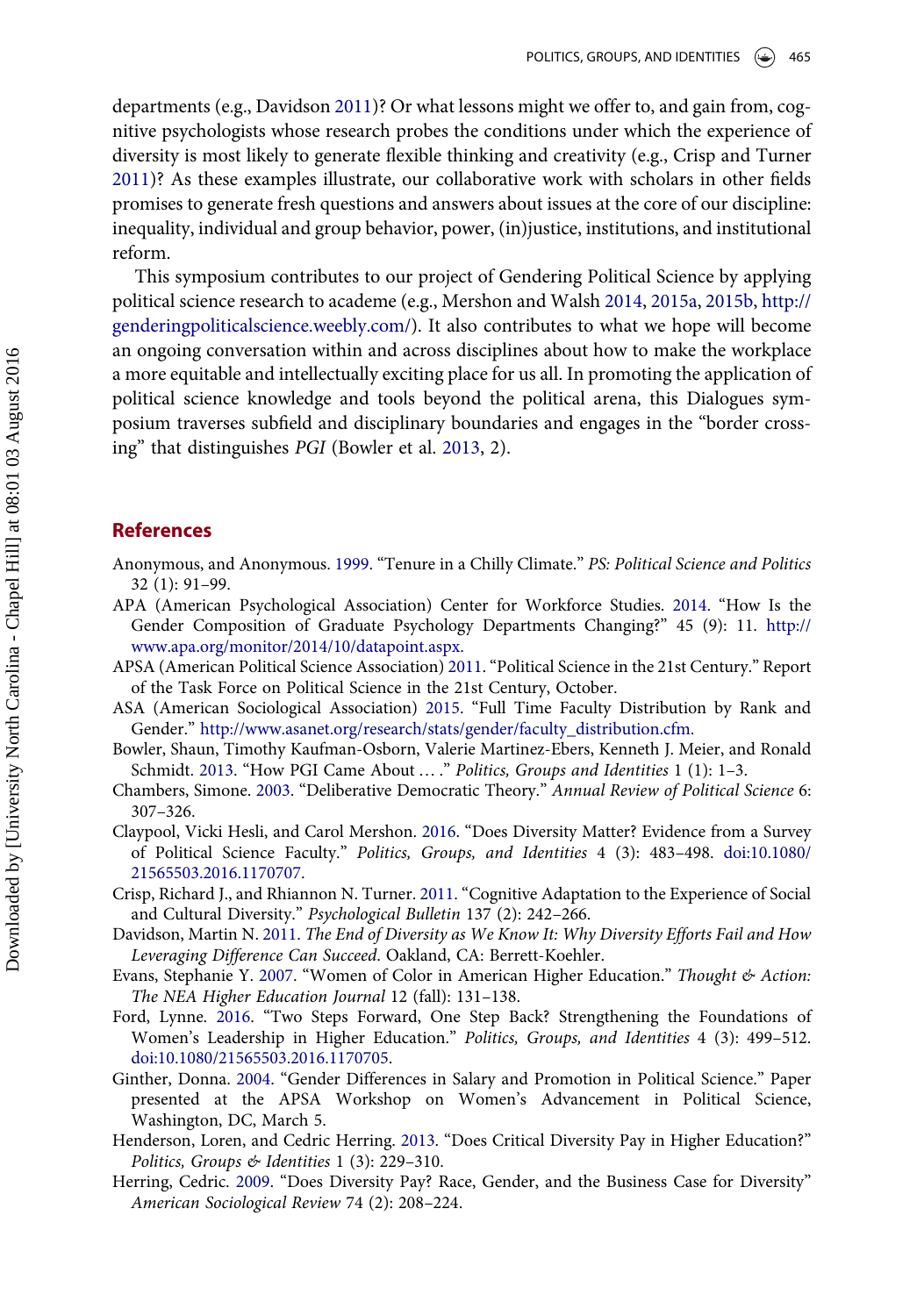departments (e.g., Davidson 2011)? Or what lessons might we offer to, and gain from, cognitive psychologists whose research probes the conditions under which the experience of diversity is most likely to generate flexible thinking and creativity (e.g., Crisp and Turner 2011)? As these examples illustrate, our collaborative work with scholars in other fields promises to generate fresh questions and answers about issues at the core of our discipline: inequality, individual and group behavior, power, (in)justice, institutions, and institutional reform.

This symposium contributes to our project of Gendering Political Science by applying political science research to academe (e.g., Mershon and Walsh 2014, 2015a, 2015b, http://genderingpoliticalscience.weebly.com/). It also contributes to what we hope will become an ongoing conversation within and across disciplines about how to make the workplace a more equitable and intellectually exciting place for us all. In promoting the application of political science knowledge and tools beyond the political arena, this Dialogues symposium traverses subfield and disciplinary boundaries and engages in the "border crossing" that distinguishes *PGI* (Bowler et al. 2013, 2).

## References

Anonymous, and Anonymous. 1999. "Tenure in a Chilly Climate." *PS: Political Science and Politics* 32 (1): 91–99.

APA (American Psychological Association) Center for Workforce Studies. 2014. "How Is the Gender Composition of Graduate Psychology Departments Changing?" 45 (9): 11. http://www.apa.org/monitor/2014/10/datapoint.aspx.

APSA (American Political Science Association) 2011. "Political Science in the 21st Century." Report of the Task Force on Political Science in the 21st Century, October.

ASA (American Sociological Association) 2015. "Full Time Faculty Distribution by Rank and Gender." http://www.asanet.org/research/stats/gender/faculty_distribution.cfm.

Bowler, Shaun, Timothy Kaufman-Osborn, Valerie Martinez-Ebers, Kenneth J. Meier, and Ronald Schmidt. 2013. "How PGI Came About … ." *Politics, Groups and Identities* 1 (1): 1–3.

Chambers, Simone. 2003. "Deliberative Democratic Theory." *Annual Review of Political Science* 6: 307–326.

Claypool, Vicki Hesli, and Carol Mershon. 2016. "Does Diversity Matter? Evidence from a Survey of Political Science Faculty." *Politics, Groups, and Identities* 4 (3): 483–498. doi:10.1080/21565503.2016.1170707.

Crisp, Richard J., and Rhiannon N. Turner. 2011. "Cognitive Adaptation to the Experience of Social and Cultural Diversity." *Psychological Bulletin* 137 (2): 242–266.

Davidson, Martin N. 2011. *The End of Diversity as We Know It: Why Diversity Efforts Fail and How Leveraging Difference Can Succeed*. Oakland, CA: Berrett-Koehler.

Evans, Stephanie Y. 2007. "Women of Color in American Higher Education." *Thought & Action: The NEA Higher Education Journal* 12 (fall): 131–138.

Ford, Lynne. 2016. "Two Steps Forward, One Step Back? Strengthening the Foundations of Women's Leadership in Higher Education." *Politics, Groups, and Identities* 4 (3): 499–512. doi:10.1080/21565503.2016.1170705.

Ginther, Donna. 2004. "Gender Differences in Salary and Promotion in Political Science." Paper presented at the APSA Workshop on Women's Advancement in Political Science, Washington, DC, March 5.

Henderson, Loren, and Cedric Herring. 2013. "Does Critical Diversity Pay in Higher Education?" *Politics, Groups & Identities* 1 (3): 229–310.

Herring, Cedric. 2009. "Does Diversity Pay? Race, Gender, and the Business Case for Diversity" *American Sociological Review* 74 (2): 208–224.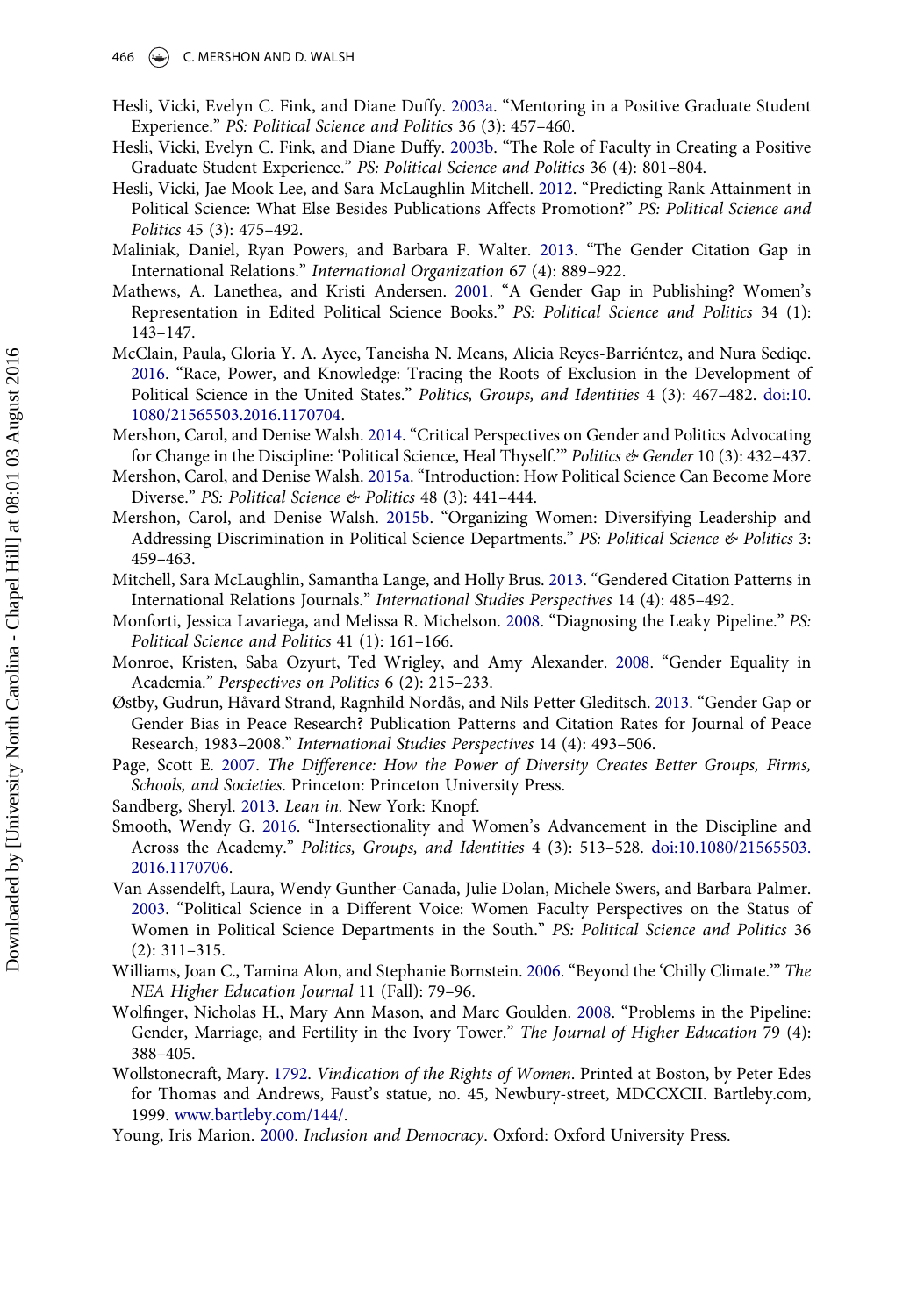Hesli, Vicki, Evelyn C. Fink, and Diane Duffy. 2003a. “Mentoring in a Positive Graduate Student Experience.” *PS: Political Science and Politics* 36 (3): 457–460.

Hesli, Vicki, Evelyn C. Fink, and Diane Duffy. 2003b. “The Role of Faculty in Creating a Positive Graduate Student Experience.” *PS: Political Science and Politics* 36 (4): 801–804.

Hesli, Vicki, Jae Mook Lee, and Sara McLaughlin Mitchell. 2012. “Predicting Rank Attainment in Political Science: What Else Besides Publications Affects Promotion?” *PS: Political Science and Politics* 45 (3): 475–492.

Maliniak, Daniel, Ryan Powers, and Barbara F. Walter. 2013. “The Gender Citation Gap in International Relations.” *International Organization* 67 (4): 889–922.

Mathews, A. Lanethea, and Kristi Andersen. 2001. “A Gender Gap in Publishing? Women’s Representation in Edited Political Science Books.” *PS: Political Science and Politics* 34 (1): 143–147.

McClain, Paula, Gloria Y. A. Ayee, Taneisha N. Means, Alicia Reyes-Barriéntez, and Nura Sediqe. 2016. “Race, Power, and Knowledge: Tracing the Roots of Exclusion in the Development of Political Science in the United States.” *Politics, Groups, and Identities* 4 (3): 467–482. doi:10.1080/21565503.2016.1170704.

Mershon, Carol, and Denise Walsh. 2014. “Critical Perspectives on Gender and Politics Advocating for Change in the Discipline: ‘Political Science, Heal Thyself.’” *Politics & Gender* 10 (3): 432–437.

Mershon, Carol, and Denise Walsh. 2015a. “Introduction: How Political Science Can Become More Diverse.” *PS: Political Science & Politics* 48 (3): 441–444.

Mershon, Carol, and Denise Walsh. 2015b. “Organizing Women: Diversifying Leadership and Addressing Discrimination in Political Science Departments.” *PS: Political Science & Politics* 3: 459–463.

Mitchell, Sara McLaughlin, Samantha Lange, and Holly Brus. 2013. “Gendered Citation Patterns in International Relations Journals.” *International Studies Perspectives* 14 (4): 485–492.

Monforti, Jessica Lavariega, and Melissa R. Michelson. 2008. “Diagnosing the Leaky Pipeline.” *PS: Political Science and Politics* 41 (1): 161–166.

Monroe, Kristen, Saba Ozyurt, Ted Wrigley, and Amy Alexander. 2008. “Gender Equality in Academia.” *Perspectives on Politics* 6 (2): 215–233.

Østby, Gudrun, Håvard Strand, Ragnhild Nordås, and Nils Petter Gleditsch. 2013. “Gender Gap or Gender Bias in Peace Research? Publication Patterns and Citation Rates for Journal of Peace Research, 1983–2008.” *International Studies Perspectives* 14 (4): 493–506.

Page, Scott E. 2007. *The Difference: How the Power of Diversity Creates Better Groups, Firms, Schools, and Societies*. Princeton: Princeton University Press.

Sandberg, Sheryl. 2013. *Lean in*. New York: Knopf.

Smooth, Wendy G. 2016. “Intersectionality and Women’s Advancement in the Discipline and Across the Academy.” *Politics, Groups, and Identities* 4 (3): 513–528. doi:10.1080/21565503.2016.1170706.

Van Assendelft, Laura, Wendy Gunther-Canada, Julie Dolan, Michele Swers, and Barbara Palmer. 2003. “Political Science in a Different Voice: Women Faculty Perspectives on the Status of Women in Political Science Departments in the South.” *PS: Political Science and Politics* 36 (2): 311–315.

Williams, Joan C., Tamina Alon, and Stephanie Bornstein. 2006. “Beyond the ‘Chilly Climate.’” *The NEA Higher Education Journal* 11 (Fall): 79–96.

Wolfinger, Nicholas H., Mary Ann Mason, and Marc Goulden. 2008. “Problems in the Pipeline: Gender, Marriage, and Fertility in the Ivory Tower.” *The Journal of Higher Education* 79 (4): 388–405.

Wollstonecraft, Mary. 1792. *Vindication of the Rights of Women*. Printed at Boston, by Peter Edes for Thomas and Andrews, Faust’s statue, no. 45, Newbury-street, MDCCXCII. Bartleby.com, 1999. www.bartleby.com/144/.

Young, Iris Marion. 2000. *Inclusion and Democracy*. Oxford: Oxford University Press.